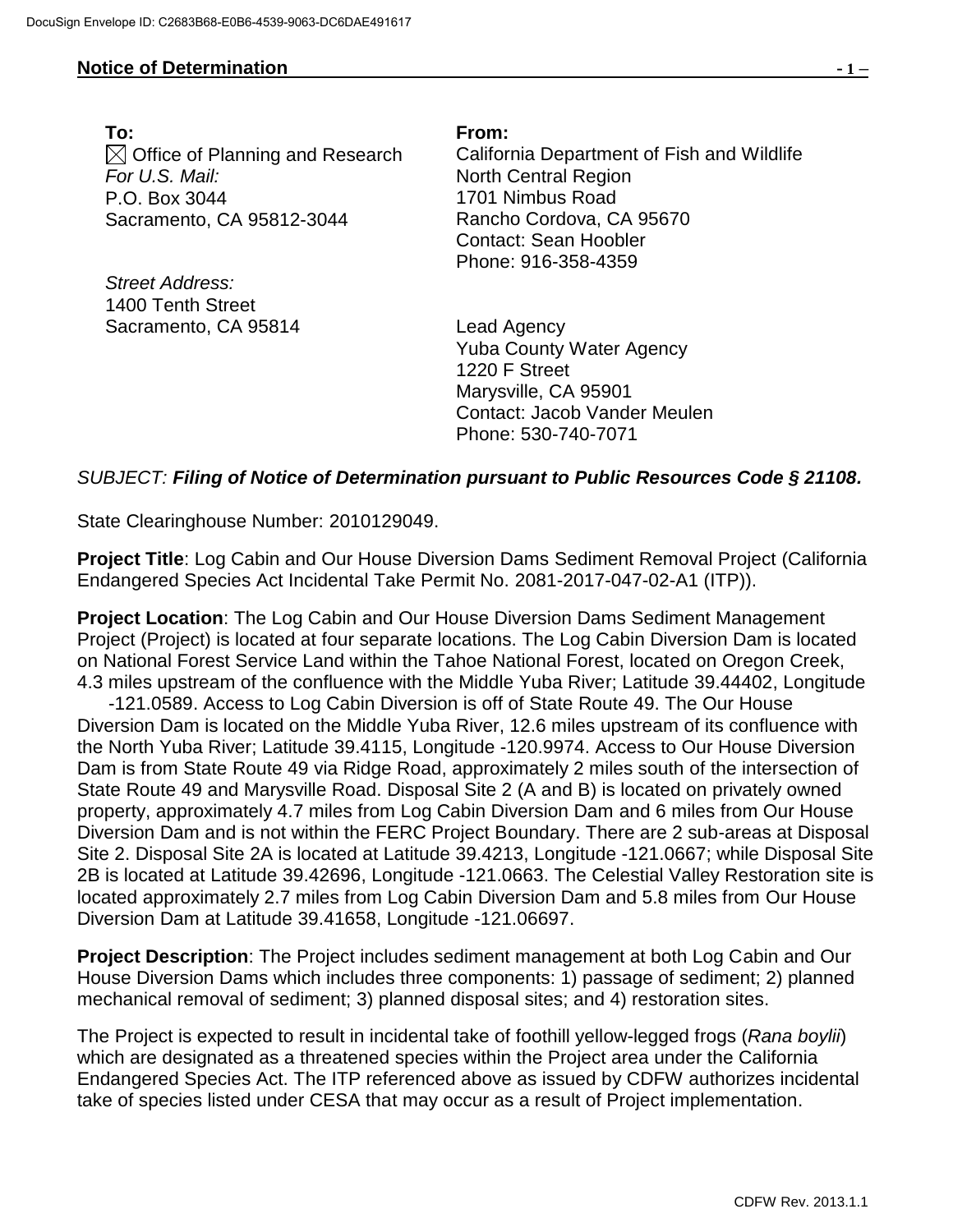**Notice of Determination**

**To:**
☒ Office of Planning and Research
*For U.S. Mail:*
P.O. Box 3044
Sacramento, CA 95812-3044

*Street Address:*
1400 Tenth Street
Sacramento, CA 95814

**From:**
California Department of Fish and Wildlife
North Central Region
1701 Nimbus Road
Rancho Cordova, CA 95670
Contact: Sean Hoobler
Phone: 916-358-4359

Lead Agency
Yuba County Water Agency
1220 F Street
Marysville, CA 95901
Contact: Jacob Vander Meulen
Phone: 530-740-7071

*SUBJECT:* ***Filing of Notice of Determination pursuant to Public Resources Code § 21108.***

State Clearinghouse Number: 2010129049.

**Project Title**: Log Cabin and Our House Diversion Dams Sediment Removal Project (California Endangered Species Act Incidental Take Permit No. 2081-2017-047-02-A1 (ITP)).

**Project Location**: The Log Cabin and Our House Diversion Dams Sediment Management Project (Project) is located at four separate locations. The Log Cabin Diversion Dam is located on National Forest Service Land within the Tahoe National Forest, located on Oregon Creek, 4.3 miles upstream of the confluence with the Middle Yuba River; Latitude 39.44402, Longitude -121.0589. Access to Log Cabin Diversion is off of State Route 49. The Our House Diversion Dam is located on the Middle Yuba River, 12.6 miles upstream of its confluence with the North Yuba River; Latitude 39.4115, Longitude -120.9974. Access to Our House Diversion Dam is from State Route 49 via Ridge Road, approximately 2 miles south of the intersection of State Route 49 and Marysville Road. Disposal Site 2 (A and B) is located on privately owned property, approximately 4.7 miles from Log Cabin Diversion Dam and 6 miles from Our House Diversion Dam and is not within the FERC Project Boundary. There are 2 sub-areas at Disposal Site 2. Disposal Site 2A is located at Latitude 39.4213, Longitude -121.0667; while Disposal Site 2B is located at Latitude 39.42696, Longitude -121.0663. The Celestial Valley Restoration site is located approximately 2.7 miles from Log Cabin Diversion Dam and 5.8 miles from Our House Diversion Dam at Latitude 39.41658, Longitude -121.06697.

**Project Description**: The Project includes sediment management at both Log Cabin and Our House Diversion Dams which includes three components: 1) passage of sediment; 2) planned mechanical removal of sediment; 3) planned disposal sites; and 4) restoration sites.

The Project is expected to result in incidental take of foothill yellow-legged frogs (*Rana boylii*) which are designated as a threatened species within the Project area under the California Endangered Species Act. The ITP referenced above as issued by CDFW authorizes incidental take of species listed under CESA that may occur as a result of Project implementation.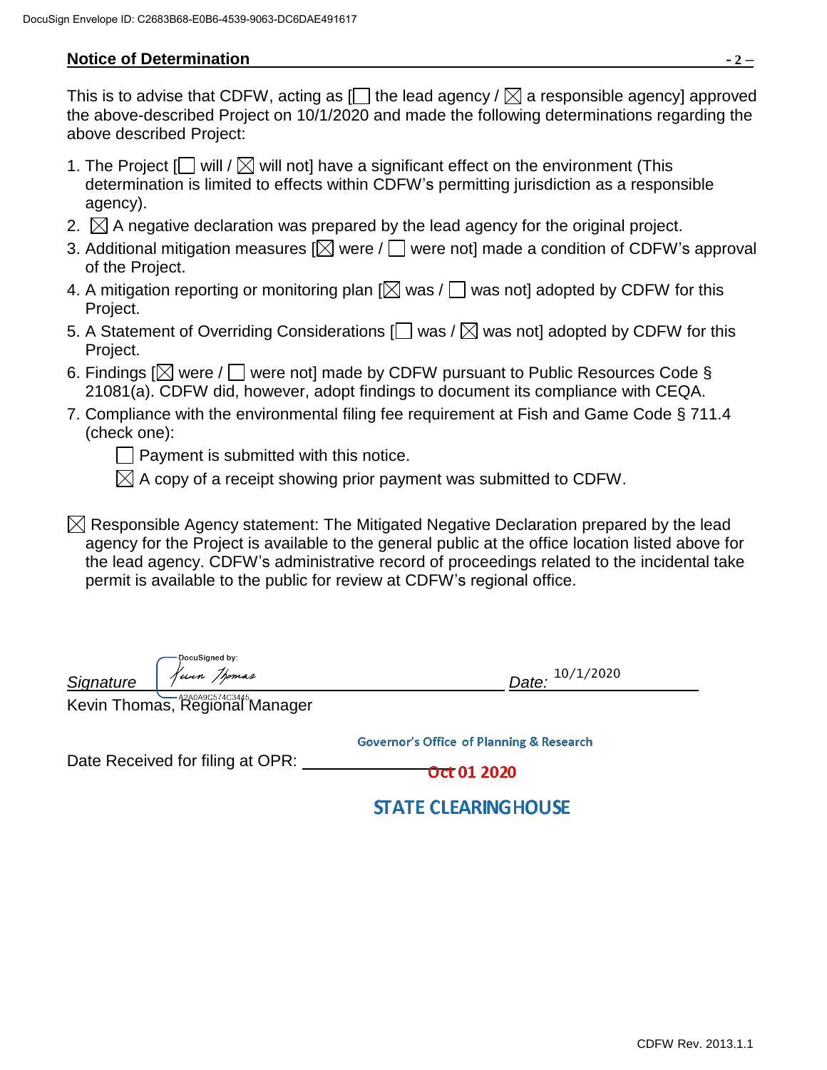**Notice of Determination**

This is to advise that CDFW, acting as [☐ the lead agency / ☒ a responsible agency] approved the above-described Project on 10/1/2020 and made the following determinations regarding the above described Project:

1. The Project [☐ will / ☒ will not] have a significant effect on the environment (This determination is limited to effects within CDFW's permitting jurisdiction as a responsible agency).
2. ☒ A negative declaration was prepared by the lead agency for the original project.
3. Additional mitigation measures [☒ were / ☐ were not] made a condition of CDFW's approval of the Project.
4. A mitigation reporting or monitoring plan [☒ was / ☐ was not] adopted by CDFW for this Project.
5. A Statement of Overriding Considerations [☐ was / ☒ was not] adopted by CDFW for this Project.
6. Findings [☒ were / ☐ were not] made by CDFW pursuant to Public Resources Code § 21081(a). CDFW did, however, adopt findings to document its compliance with CEQA.
7. Compliance with the environmental filing fee requirement at Fish and Game Code § 711.4 (check one):

   ☐ Payment is submitted with this notice.

   ☒ A copy of a receipt showing prior payment was submitted to CDFW.

☒ Responsible Agency statement: The Mitigated Negative Declaration prepared by the lead agency for the Project is available to the general public at the office location listed above for the lead agency. CDFW's administrative record of proceedings related to the incidental take permit is available to the public for review at CDFW's regional office.

*Signature* DocuSigned by: Kevin Thomas A2A0A9C574C3445 *Date:* 10/1/2020

Kevin Thomas, Regional Manager

Date Received for filing at OPR: Governor's Office of Planning & Research Oct 01 2020 STATE CLEARINGHOUSE

CDFW Rev. 2013.1.1